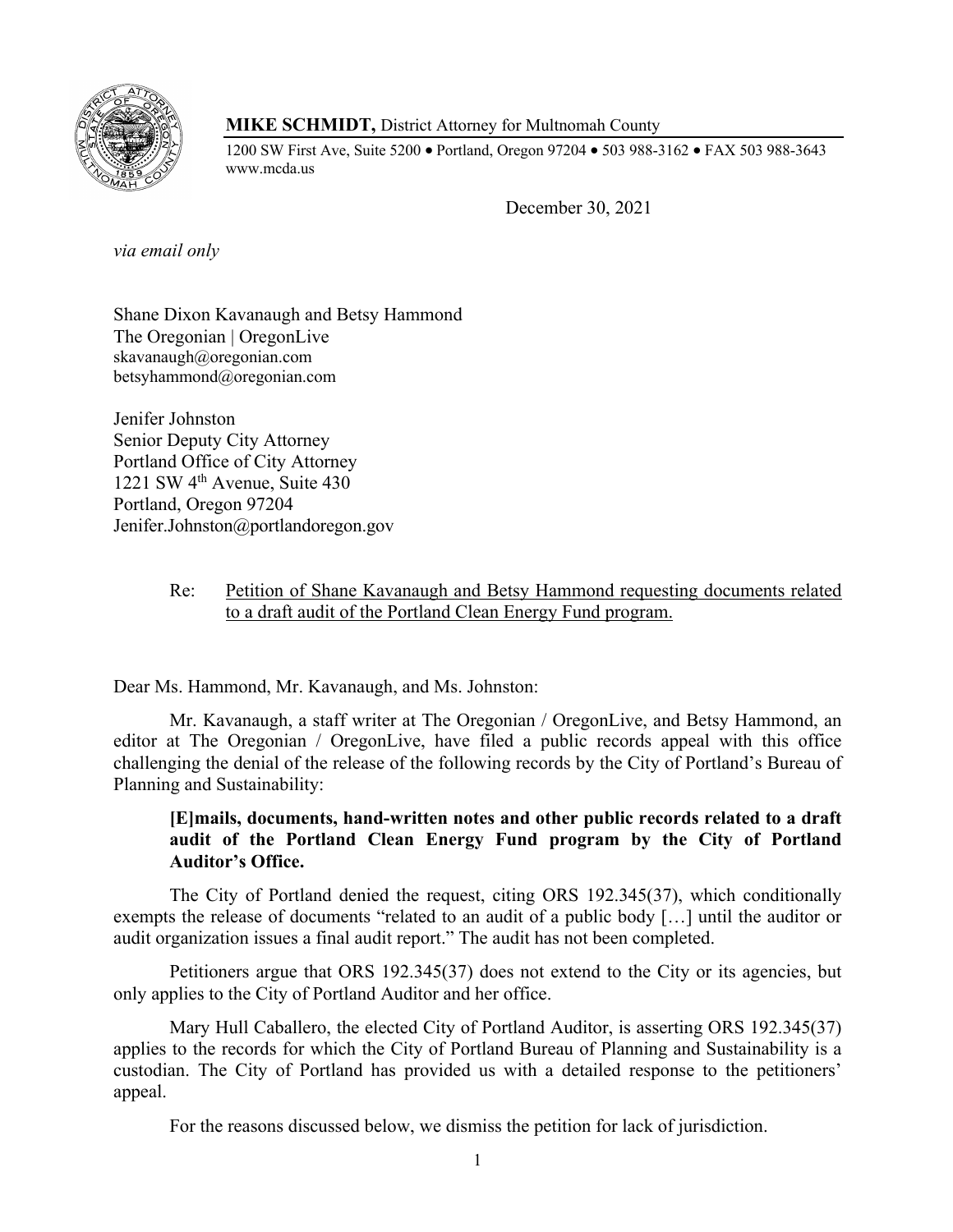**MIKE SCHMIDT,** District Attorney for Multnomah County

1200 SW First Ave, Suite 5200 • Portland, Oregon 97204 • 503 988-3162 • FAX 503 988-3643
www.mcda.us

December 30, 2021

*via email only*

Shane Dixon Kavanaugh and Betsy Hammond
The Oregonian | OregonLive
skavanaugh@oregonian.com
betsyhammond@oregonian.com

Jenifer Johnston
Senior Deputy City Attorney
Portland Office of City Attorney
1221 SW 4th Avenue, Suite 430
Portland, Oregon 97204
Jenifer.Johnston@portlandoregon.gov

Re: Petition of Shane Kavanaugh and Betsy Hammond requesting documents related to a draft audit of the Portland Clean Energy Fund program.

Dear Ms. Hammond, Mr. Kavanaugh, and Ms. Johnston:

Mr. Kavanaugh, a staff writer at The Oregonian / OregonLive, and Betsy Hammond, an editor at The Oregonian / OregonLive, have filed a public records appeal with this office challenging the denial of the release of the following records by the City of Portland's Bureau of Planning and Sustainability:

> **[E]mails, documents, hand-written notes and other public records related to a draft audit of the Portland Clean Energy Fund program by the City of Portland Auditor's Office.**

The City of Portland denied the request, citing ORS 192.345(37), which conditionally exempts the release of documents "related to an audit of a public body […] until the auditor or audit organization issues a final audit report." The audit has not been completed.

Petitioners argue that ORS 192.345(37) does not extend to the City or its agencies, but only applies to the City of Portland Auditor and her office.

Mary Hull Caballero, the elected City of Portland Auditor, is asserting ORS 192.345(37) applies to the records for which the City of Portland Bureau of Planning and Sustainability is a custodian. The City of Portland has provided us with a detailed response to the petitioners' appeal.

For the reasons discussed below, we dismiss the petition for lack of jurisdiction.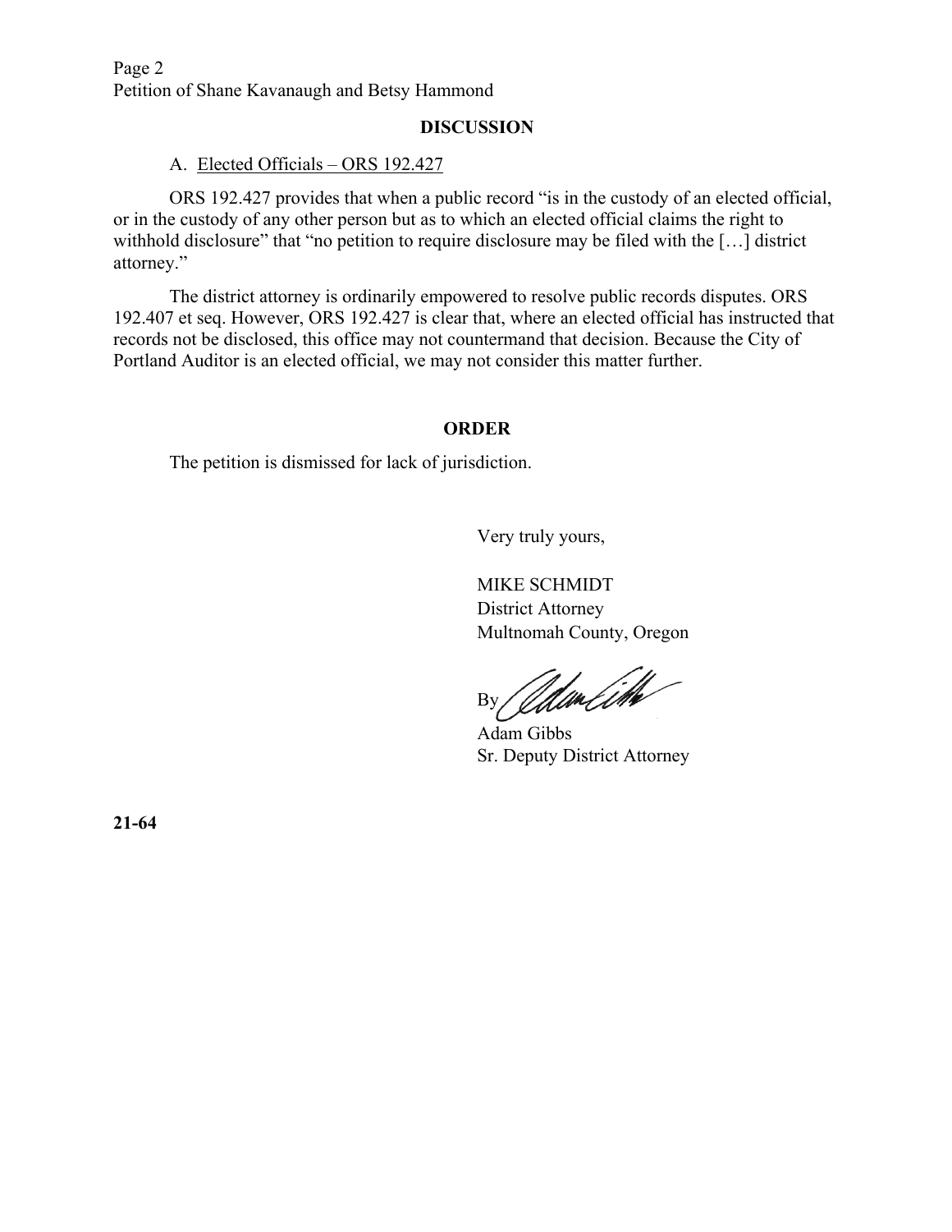## DISCUSSION

A. Elected Officials – ORS 192.427

ORS 192.427 provides that when a public record "is in the custody of an elected official, or in the custody of any other person but as to which an elected official claims the right to withhold disclosure" that "no petition to require disclosure may be filed with the […] district attorney."

The district attorney is ordinarily empowered to resolve public records disputes. ORS 192.407 et seq. However, ORS 192.427 is clear that, where an elected official has instructed that records not be disclosed, this office may not countermand that decision. Because the City of Portland Auditor is an elected official, we may not consider this matter further.

## ORDER

The petition is dismissed for lack of jurisdiction.

Very truly yours,

MIKE SCHMIDT
District Attorney
Multnomah County, Oregon

By

Adam Gibbs
Sr. Deputy District Attorney

**21-64**